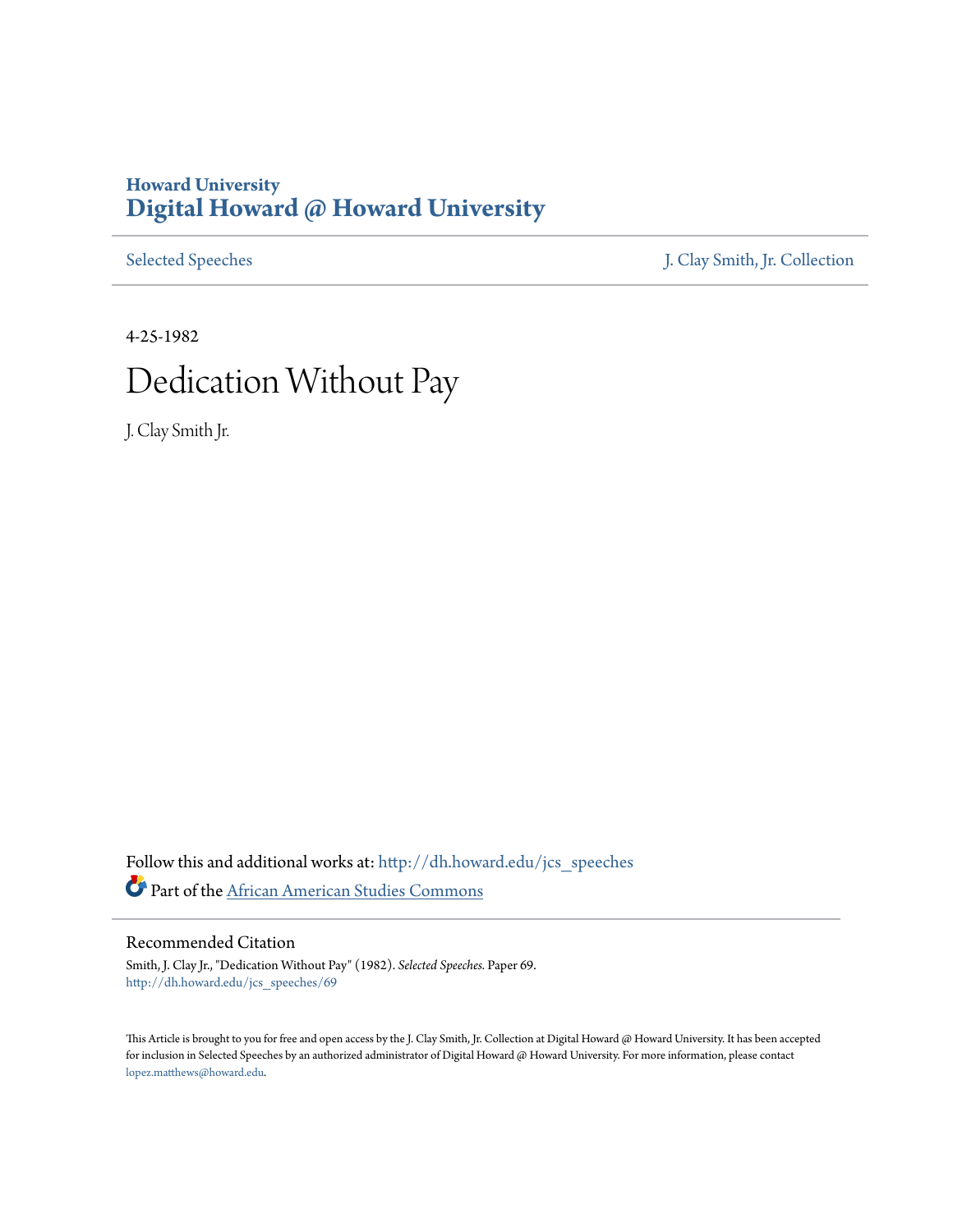Howard University
# Digital Howard @ Howard University

Selected Speeches | J. Clay Smith, Jr. Collection

4-25-1982

# Dedication Without Pay

J. Clay Smith Jr.

Follow this and additional works at: http://dh.howard.edu/jcs_speeches

Part of the African American Studies Commons

## Recommended Citation

Smith, J. Clay Jr., "Dedication Without Pay" (1982). *Selected Speeches.* Paper 69.
http://dh.howard.edu/jcs_speeches/69

This Article is brought to you for free and open access by the J. Clay Smith, Jr. Collection at Digital Howard @ Howard University. It has been accepted for inclusion in Selected Speeches by an authorized administrator of Digital Howard @ Howard University. For more information, please contact lopez.matthews@howard.edu.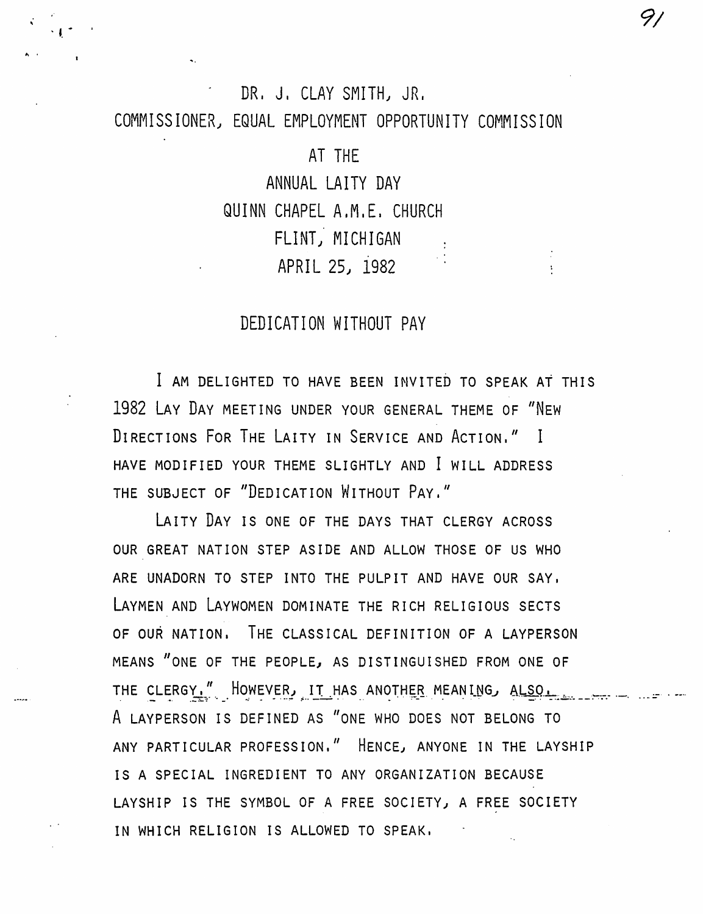DR. J. CLAY SMITH, JR.

COMMISSIONER, EQUAL EMPLOYMENT OPPORTUNITY COMMISSION

AT THE

ANNUAL LAITY DAY

QUINN CHAPEL A.M.E. CHURCH

FLINT, MICHIGAN

APRIL 25, 1982

# DEDICATION WITHOUT PAY

I AM DELIGHTED TO HAVE BEEN INVITED TO SPEAK AT THIS 1982 LAY DAY MEETING UNDER YOUR GENERAL THEME OF "NEW DIRECTIONS FOR THE LAITY IN SERVICE AND ACTION." I HAVE MODIFIED YOUR THEME SLIGHTLY AND I WILL ADDRESS THE SUBJECT OF "DEDICATION WITHOUT PAY."

LAITY DAY IS ONE OF THE DAYS THAT CLERGY ACROSS OUR GREAT NATION STEP ASIDE AND ALLOW THOSE OF US WHO ARE UNADORN TO STEP INTO THE PULPIT AND HAVE OUR SAY. LAYMEN AND LAYWOMEN DOMINATE THE RICH RELIGIOUS SECTS OF OUR NATION. THE CLASSICAL DEFINITION OF A LAYPERSON MEANS "ONE OF THE PEOPLE, AS DISTINGUISHED FROM ONE OF THE CLERGY." HOWEVER, IT HAS ANOTHER MEANING, ALSO. A LAYPERSON IS DEFINED AS "ONE WHO DOES NOT BELONG TO ANY PARTICULAR PROFESSION." HENCE, ANYONE IN THE LAYSHIP IS A SPECIAL INGREDIENT TO ANY ORGANIZATION BECAUSE LAYSHIP IS THE SYMBOL OF A FREE SOCIETY, A FREE SOCIETY IN WHICH RELIGION IS ALLOWED TO SPEAK.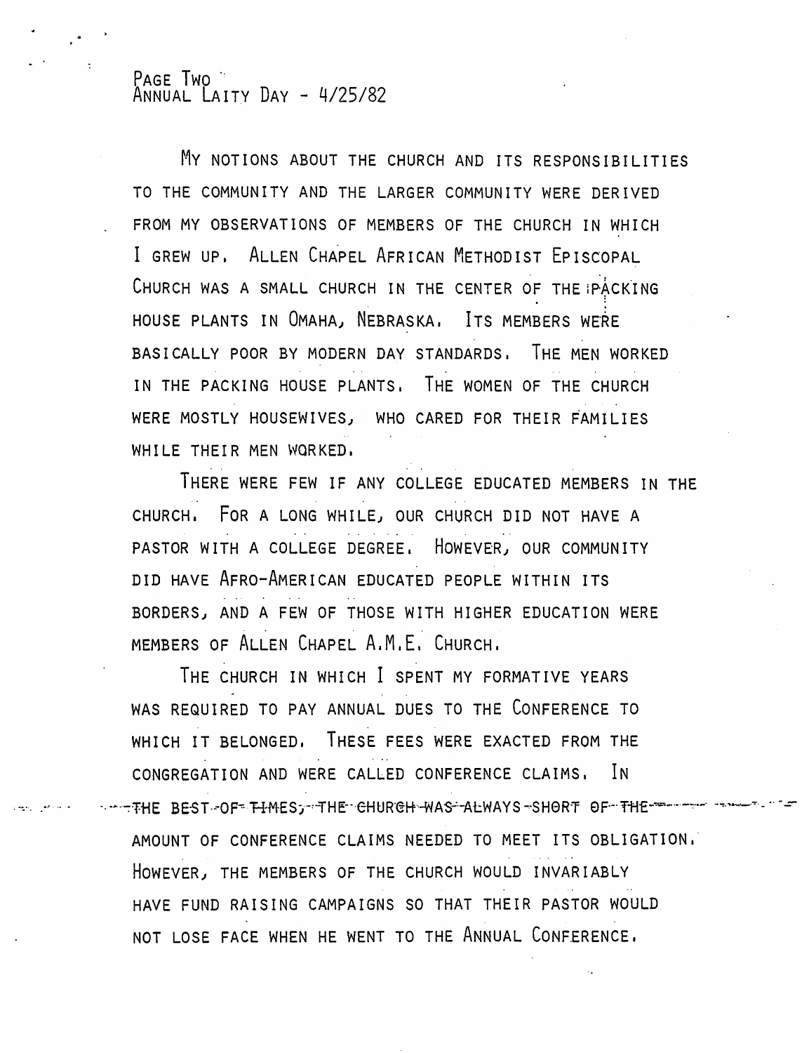My notions about the church and its responsibilities to the community and the larger community were derived from my observations of members of the church in which I grew up. Allen Chapel African Methodist Episcopal Church was a small church in the center of the packing house plants in Omaha, Nebraska. Its members were basically poor by modern day standards. The men worked in the packing house plants. The women of the church were mostly housewives, who cared for their families while their men worked.

There were few if any college educated members in the church. For a long while, our church did not have a pastor with a college degree. However, our community did have Afro-American educated people within its borders, and a few of those with higher education were members of Allen Chapel A.M.E. Church.

The church in which I spent my formative years was required to pay annual dues to the Conference to which it belonged. These fees were exacted from the congregation and were called conference claims. In the best of times, the church was always short of the amount of conference claims needed to meet its obligation. However, the members of the church would invariably have fund raising campaigns so that their pastor would not lose face when he went to the Annual Conference.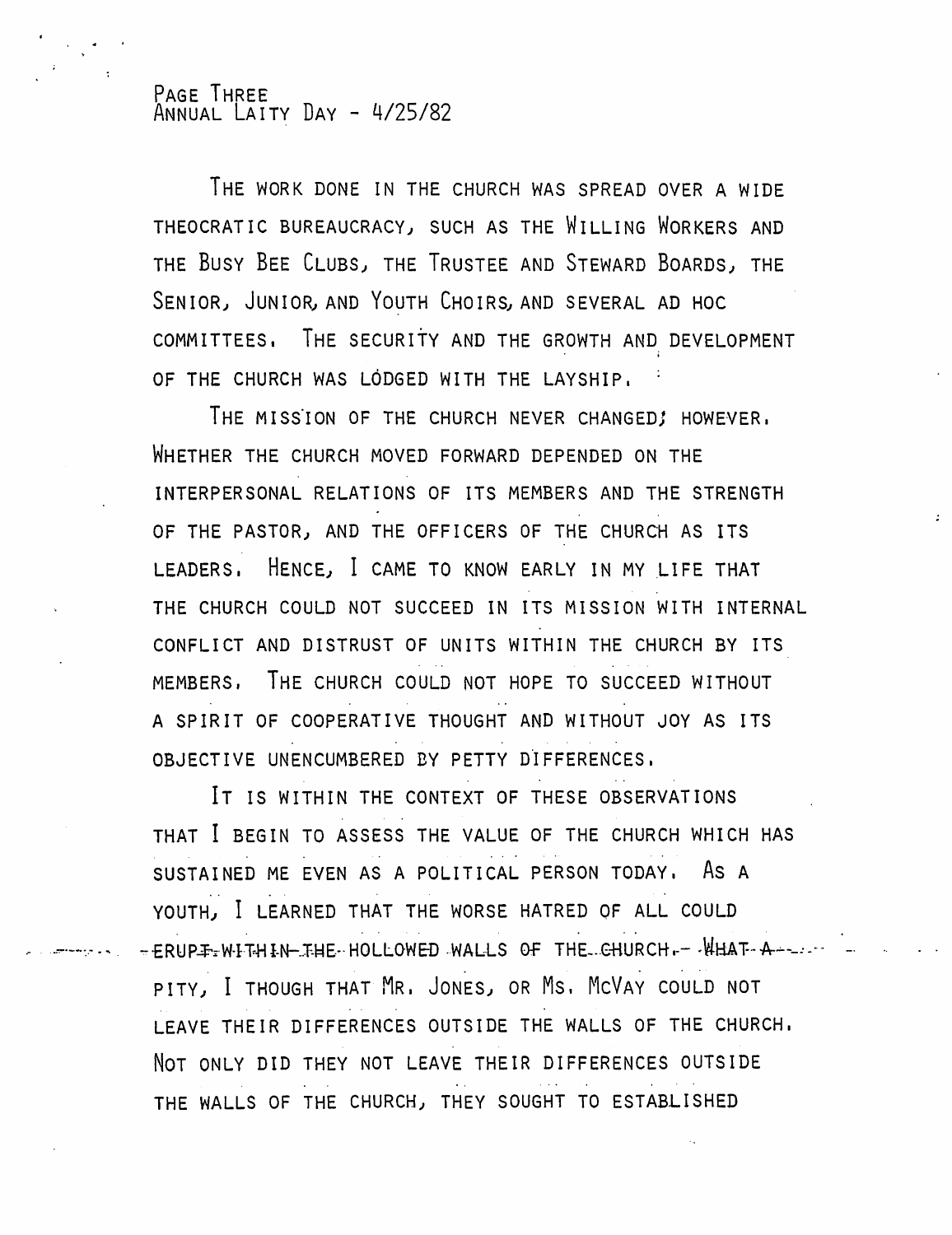THE WORK DONE IN THE CHURCH WAS SPREAD OVER A WIDE THEOCRATIC BUREAUCRACY, SUCH AS THE WILLING WORKERS AND THE BUSY BEE CLUBS, THE TRUSTEE AND STEWARD BOARDS, THE SENIOR, JUNIOR, AND YOUTH CHOIRS, AND SEVERAL AD HOC COMMITTEES. THE SECURITY AND THE GROWTH AND DEVELOPMENT OF THE CHURCH WAS LODGED WITH THE LAYSHIP.

THE MISSION OF THE CHURCH NEVER CHANGED; HOWEVER. WHETHER THE CHURCH MOVED FORWARD DEPENDED ON THE INTERPERSONAL RELATIONS OF ITS MEMBERS AND THE STRENGTH OF THE PASTOR, AND THE OFFICERS OF THE CHURCH AS ITS LEADERS. HENCE, I CAME TO KNOW EARLY IN MY LIFE THAT THE CHURCH COULD NOT SUCCEED IN ITS MISSION WITH INTERNAL CONFLICT AND DISTRUST OF UNITS WITHIN THE CHURCH BY ITS MEMBERS. THE CHURCH COULD NOT HOPE TO SUCCEED WITHOUT A SPIRIT OF COOPERATIVE THOUGHT AND WITHOUT JOY AS ITS OBJECTIVE UNENCUMBERED BY PETTY DIFFERENCES.

IT IS WITHIN THE CONTEXT OF THESE OBSERVATIONS THAT I BEGIN TO ASSESS THE VALUE OF THE CHURCH WHICH HAS SUSTAINED ME EVEN AS A POLITICAL PERSON TODAY. AS A YOUTH, I LEARNED THAT THE WORSE HATRED OF ALL COULD ERUPT WITHIN THE HOLLOWED WALLS OF THE CHURCH. WHAT A PITY, I THOUGH THAT MR. JONES, OR MS. MCVAY COULD NOT LEAVE THEIR DIFFERENCES OUTSIDE THE WALLS OF THE CHURCH. NOT ONLY DID THEY NOT LEAVE THEIR DIFFERENCES OUTSIDE THE WALLS OF THE CHURCH, THEY SOUGHT TO ESTABLISHED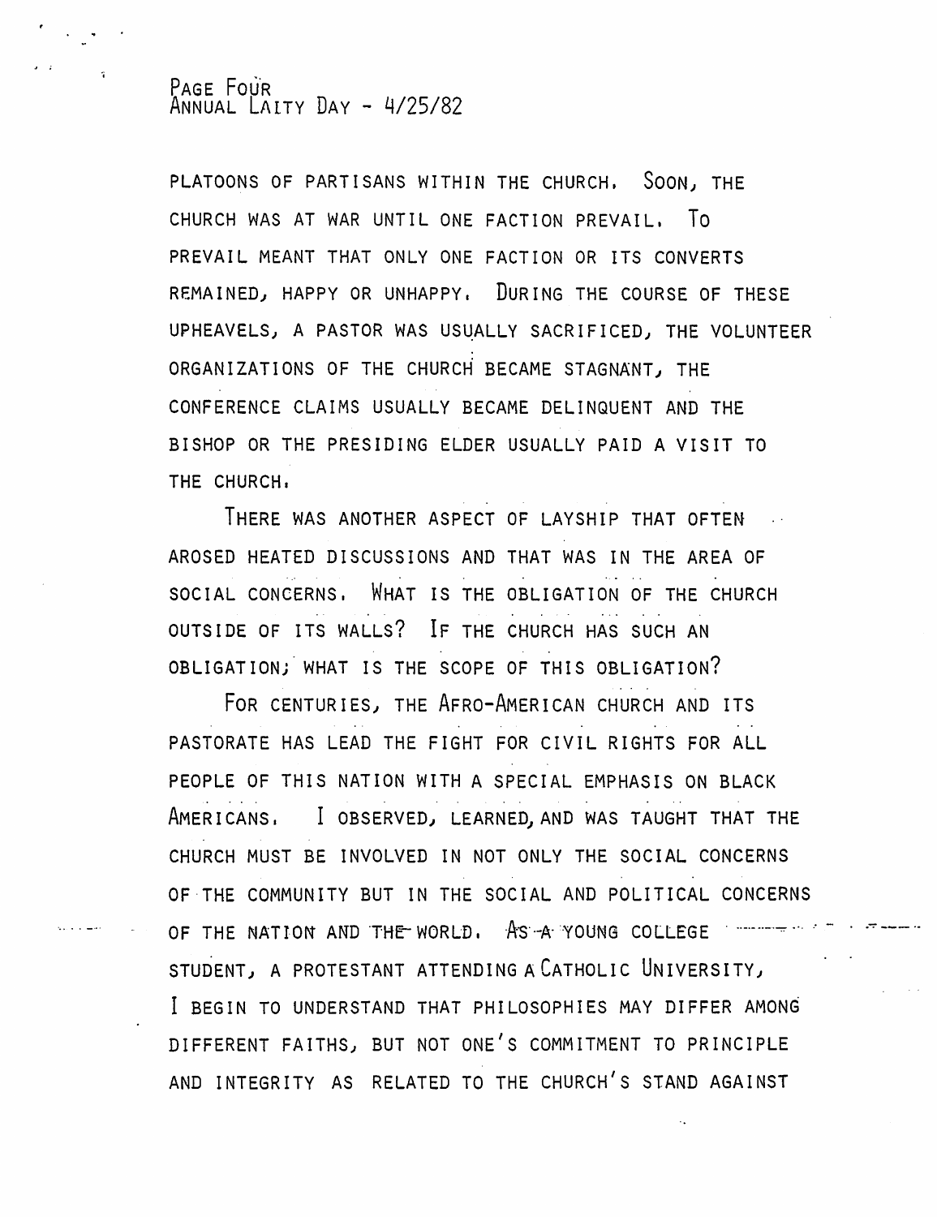PLATOONS OF PARTISANS WITHIN THE CHURCH. SOON, THE CHURCH WAS AT WAR UNTIL ONE FACTION PREVAIL. TO PREVAIL MEANT THAT ONLY ONE FACTION OR ITS CONVERTS REMAINED, HAPPY OR UNHAPPY. DURING THE COURSE OF THESE UPHEAVELS, A PASTOR WAS USUALLY SACRIFICED, THE VOLUNTEER ORGANIZATIONS OF THE CHURCH BECAME STAGNANT, THE CONFERENCE CLAIMS USUALLY BECAME DELINQUENT AND THE BISHOP OR THE PRESIDING ELDER USUALLY PAID A VISIT TO THE CHURCH.

THERE WAS ANOTHER ASPECT OF LAYSHIP THAT OFTEN AROSED HEATED DISCUSSIONS AND THAT WAS IN THE AREA OF SOCIAL CONCERNS. WHAT IS THE OBLIGATION OF THE CHURCH OUTSIDE OF ITS WALLS? IF THE CHURCH HAS SUCH AN OBLIGATION; WHAT IS THE SCOPE OF THIS OBLIGATION?

FOR CENTURIES, THE AFRO-AMERICAN CHURCH AND ITS PASTORATE HAS LEAD THE FIGHT FOR CIVIL RIGHTS FOR ALL PEOPLE OF THIS NATION WITH A SPECIAL EMPHASIS ON BLACK AMERICANS. I OBSERVED, LEARNED, AND WAS TAUGHT THAT THE CHURCH MUST BE INVOLVED IN NOT ONLY THE SOCIAL CONCERNS OF THE COMMUNITY BUT IN THE SOCIAL AND POLITICAL CONCERNS OF THE NATION AND THE WORLD. AS A YOUNG COLLEGE STUDENT, A PROTESTANT ATTENDING A CATHOLIC UNIVERSITY, I BEGIN TO UNDERSTAND THAT PHILOSOPHIES MAY DIFFER AMONG DIFFERENT FAITHS, BUT NOT ONE'S COMMITMENT TO PRINCIPLE AND INTEGRITY AS RELATED TO THE CHURCH'S STAND AGAINST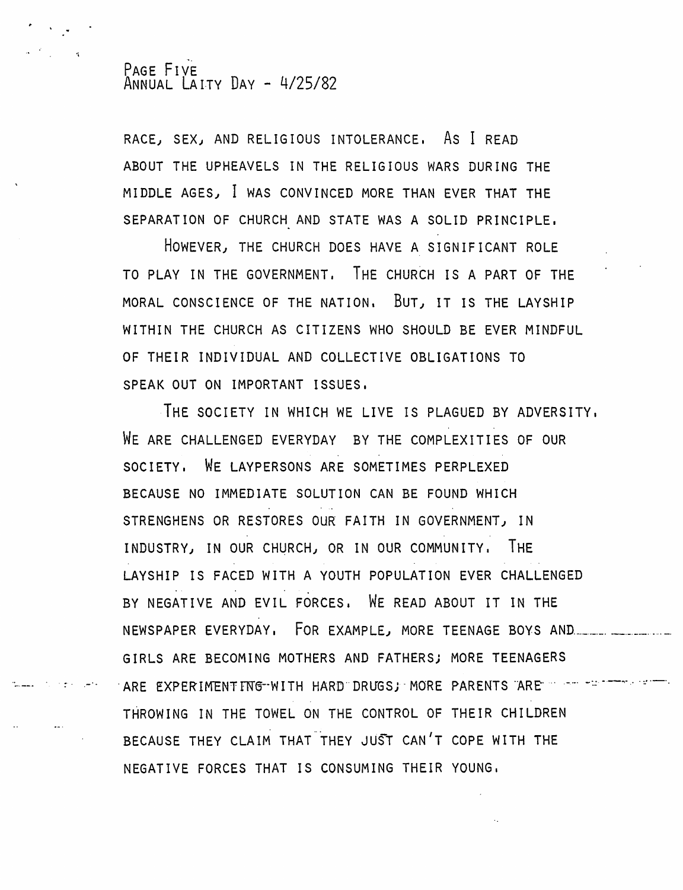RACE, SEX, AND RELIGIOUS INTOLERANCE. AS I READ ABOUT THE UPHEAVELS IN THE RELIGIOUS WARS DURING THE MIDDLE AGES, I WAS CONVINCED MORE THAN EVER THAT THE SEPARATION OF CHURCH AND STATE WAS A SOLID PRINCIPLE.

HOWEVER, THE CHURCH DOES HAVE A SIGNIFICANT ROLE TO PLAY IN THE GOVERNMENT. THE CHURCH IS A PART OF THE MORAL CONSCIENCE OF THE NATION. BUT, IT IS THE LAYSHIP WITHIN THE CHURCH AS CITIZENS WHO SHOULD BE EVER MINDFUL OF THEIR INDIVIDUAL AND COLLECTIVE OBLIGATIONS TO SPEAK OUT ON IMPORTANT ISSUES.

THE SOCIETY IN WHICH WE LIVE IS PLAGUED BY ADVERSITY. WE ARE CHALLENGED EVERYDAY BY THE COMPLEXITIES OF OUR SOCIETY. WE LAYPERSONS ARE SOMETIMES PERPLEXED BECAUSE NO IMMEDIATE SOLUTION CAN BE FOUND WHICH STRENGHENS OR RESTORES OUR FAITH IN GOVERNMENT, IN INDUSTRY, IN OUR CHURCH, OR IN OUR COMMUNITY. THE LAYSHIP IS FACED WITH A YOUTH POPULATION EVER CHALLENGED BY NEGATIVE AND EVIL FORCES. WE READ ABOUT IT IN THE NEWSPAPER EVERYDAY. FOR EXAMPLE, MORE TEENAGE BOYS AND GIRLS ARE BECOMING MOTHERS AND FATHERS; MORE TEENAGERS ARE EXPERIMENTING WITH HARD DRUGS; MORE PARENTS ARE THROWING IN THE TOWEL ON THE CONTROL OF THEIR CHILDREN BECAUSE THEY CLAIM THAT THEY JUST CAN'T COPE WITH THE NEGATIVE FORCES THAT IS CONSUMING THEIR YOUNG.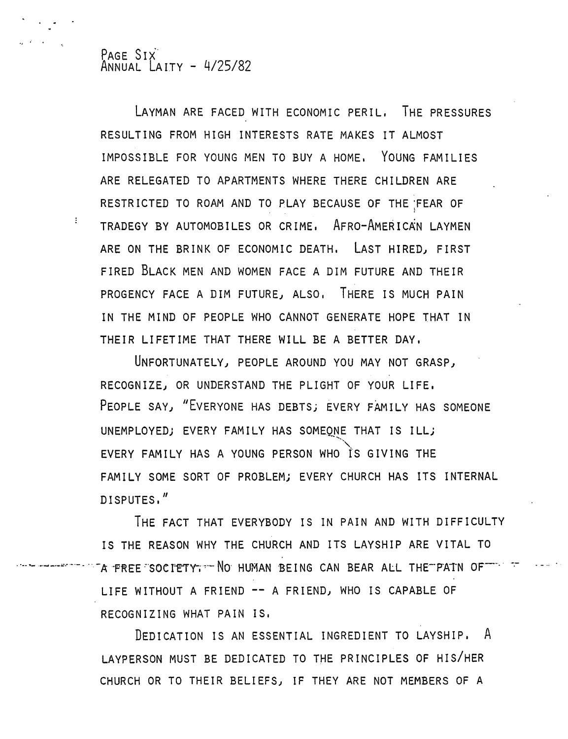LAYMAN ARE FACED WITH ECONOMIC PERIL. THE PRESSURES RESULTING FROM HIGH INTERESTS RATE MAKES IT ALMOST IMPOSSIBLE FOR YOUNG MEN TO BUY A HOME. YOUNG FAMILIES ARE RELEGATED TO APARTMENTS WHERE THERE CHILDREN ARE RESTRICTED TO ROAM AND TO PLAY BECAUSE OF THE FEAR OF TRADEGY BY AUTOMOBILES OR CRIME. AFRO-AMERICAN LAYMEN ARE ON THE BRINK OF ECONOMIC DEATH. LAST HIRED, FIRST FIRED BLACK MEN AND WOMEN FACE A DIM FUTURE AND THEIR PROGENCY FACE A DIM FUTURE, ALSO. THERE IS MUCH PAIN IN THE MIND OF PEOPLE WHO CANNOT GENERATE HOPE THAT IN THEIR LIFETIME THAT THERE WILL BE A BETTER DAY.

UNFORTUNATELY, PEOPLE AROUND YOU MAY NOT GRASP, RECOGNIZE, OR UNDERSTAND THE PLIGHT OF YOUR LIFE. PEOPLE SAY, "EVERYONE HAS DEBTS; EVERY FAMILY HAS SOMEONE UNEMPLOYED; EVERY FAMILY HAS SOMEONE THAT IS ILL; EVERY FAMILY HAS A YOUNG PERSON WHO IS GIVING THE FAMILY SOME SORT OF PROBLEM; EVERY CHURCH HAS ITS INTERNAL DISPUTES."

THE FACT THAT EVERYBODY IS IN PAIN AND WITH DIFFICULTY IS THE REASON WHY THE CHURCH AND ITS LAYSHIP ARE VITAL TO A FREE SOCIETY. NO HUMAN BEING CAN BEAR ALL THE PAIN OF LIFE WITHOUT A FRIEND -- A FRIEND, WHO IS CAPABLE OF RECOGNIZING WHAT PAIN IS.

DEDICATION IS AN ESSENTIAL INGREDIENT TO LAYSHIP. A LAYPERSON MUST BE DEDICATED TO THE PRINCIPLES OF HIS/HER CHURCH OR TO THEIR BELIEFS, IF THEY ARE NOT MEMBERS OF A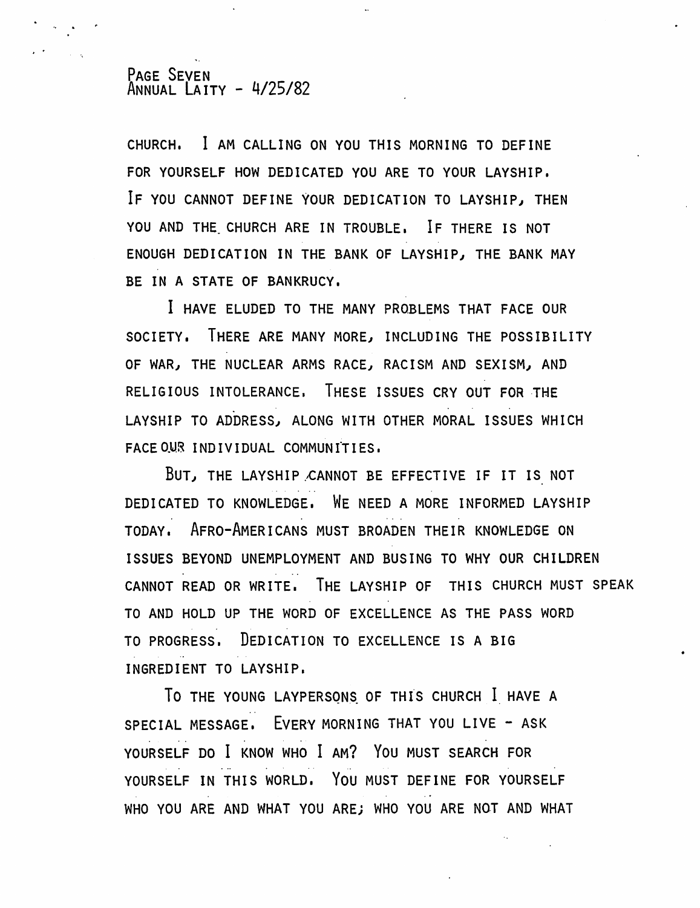CHURCH. I AM CALLING ON YOU THIS MORNING TO DEFINE FOR YOURSELF HOW DEDICATED YOU ARE TO YOUR LAYSHIP. IF YOU CANNOT DEFINE YOUR DEDICATION TO LAYSHIP, THEN YOU AND THE CHURCH ARE IN TROUBLE. IF THERE IS NOT ENOUGH DEDICATION IN THE BANK OF LAYSHIP, THE BANK MAY BE IN A STATE OF BANKRUCY.

I HAVE ELUDED TO THE MANY PROBLEMS THAT FACE OUR SOCIETY. THERE ARE MANY MORE, INCLUDING THE POSSIBILITY OF WAR, THE NUCLEAR ARMS RACE, RACISM AND SEXISM, AND RELIGIOUS INTOLERANCE. THESE ISSUES CRY OUT FOR THE LAYSHIP TO ADDRESS, ALONG WITH OTHER MORAL ISSUES WHICH FACE OUR INDIVIDUAL COMMUNITIES.

BUT, THE LAYSHIP CANNOT BE EFFECTIVE IF IT IS NOT DEDICATED TO KNOWLEDGE. WE NEED A MORE INFORMED LAYSHIP TODAY. AFRO-AMERICANS MUST BROADEN THEIR KNOWLEDGE ON ISSUES BEYOND UNEMPLOYMENT AND BUSING TO WHY OUR CHILDREN CANNOT READ OR WRITE. THE LAYSHIP OF THIS CHURCH MUST SPEAK TO AND HOLD UP THE WORD OF EXCELLENCE AS THE PASS WORD TO PROGRESS. DEDICATION TO EXCELLENCE IS A BIG INGREDIENT TO LAYSHIP.

TO THE YOUNG LAYPERSONS OF THIS CHURCH I HAVE A SPECIAL MESSAGE. EVERY MORNING THAT YOU LIVE - ASK YOURSELF DO I KNOW WHO I AM? YOU MUST SEARCH FOR YOURSELF IN THIS WORLD. YOU MUST DEFINE FOR YOURSELF WHO YOU ARE AND WHAT YOU ARE; WHO YOU ARE NOT AND WHAT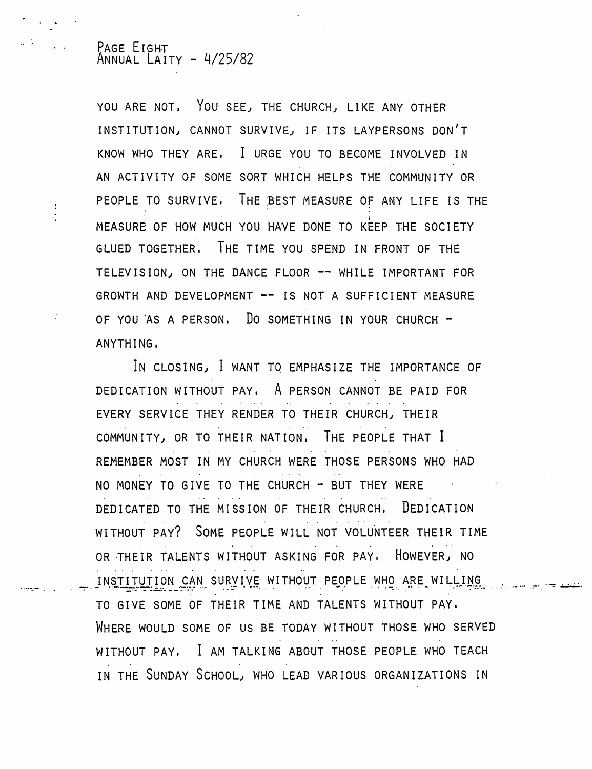YOU ARE NOT. YOU SEE, THE CHURCH, LIKE ANY OTHER INSTITUTION, CANNOT SURVIVE, IF ITS LAYPERSONS DON'T KNOW WHO THEY ARE. I URGE YOU TO BECOME INVOLVED IN AN ACTIVITY OF SOME SORT WHICH HELPS THE COMMUNITY OR PEOPLE TO SURVIVE. THE BEST MEASURE OF ANY LIFE IS THE MEASURE OF HOW MUCH YOU HAVE DONE TO KEEP THE SOCIETY GLUED TOGETHER. THE TIME YOU SPEND IN FRONT OF THE TELEVISION, ON THE DANCE FLOOR -- WHILE IMPORTANT FOR GROWTH AND DEVELOPMENT -- IS NOT A SUFFICIENT MEASURE OF YOU AS A PERSON. DO SOMETHING IN YOUR CHURCH - ANYTHING.

IN CLOSING, I WANT TO EMPHASIZE THE IMPORTANCE OF DEDICATION WITHOUT PAY. A PERSON CANNOT BE PAID FOR EVERY SERVICE THEY RENDER TO THEIR CHURCH, THEIR COMMUNITY, OR TO THEIR NATION. THE PEOPLE THAT I REMEMBER MOST IN MY CHURCH WERE THOSE PERSONS WHO HAD NO MONEY TO GIVE TO THE CHURCH - BUT THEY WERE DEDICATED TO THE MISSION OF THEIR CHURCH. DEDICATION WITHOUT PAY? SOME PEOPLE WILL NOT VOLUNTEER THEIR TIME OR THEIR TALENTS WITHOUT ASKING FOR PAY. HOWEVER, NO INSTITUTION CAN SURVIVE WITHOUT PEOPLE WHO ARE WILLING TO GIVE SOME OF THEIR TIME AND TALENTS WITHOUT PAY. WHERE WOULD SOME OF US BE TODAY WITHOUT THOSE WHO SERVED WITHOUT PAY. I AM TALKING ABOUT THOSE PEOPLE WHO TEACH IN THE SUNDAY SCHOOL, WHO LEAD VARIOUS ORGANIZATIONS IN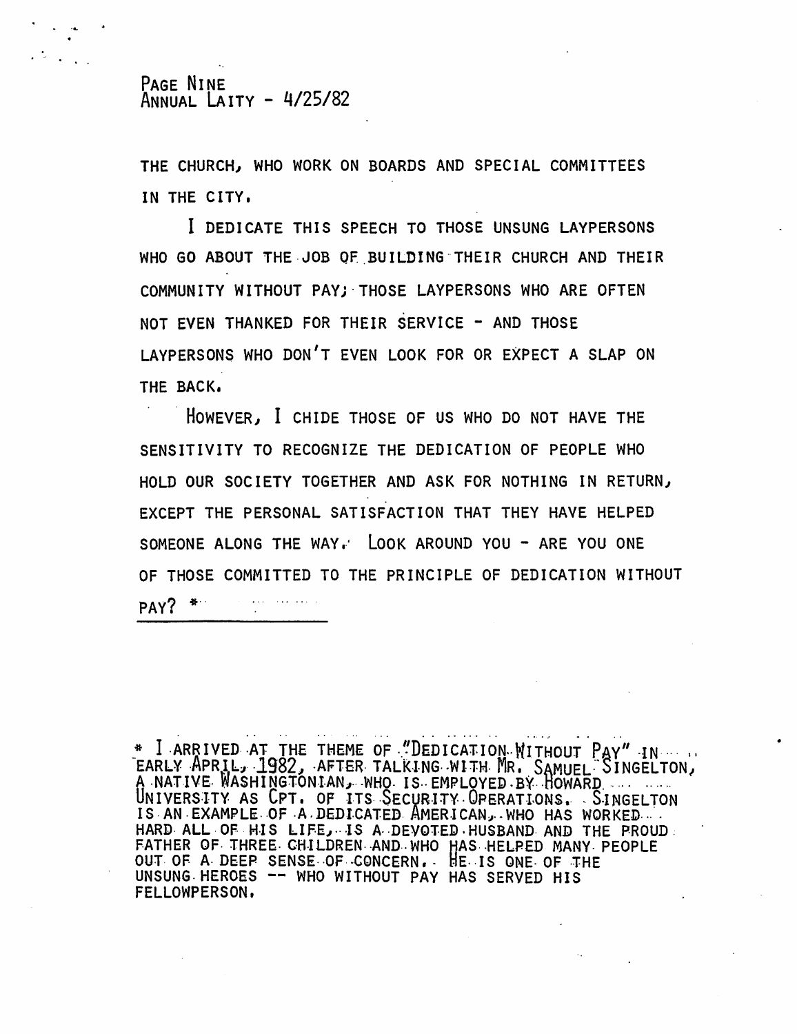THE CHURCH, WHO WORK ON BOARDS AND SPECIAL COMMITTEES IN THE CITY.

I DEDICATE THIS SPEECH TO THOSE UNSUNG LAYPERSONS WHO GO ABOUT THE JOB OF BUILDING THEIR CHURCH AND THEIR COMMUNITY WITHOUT PAY; THOSE LAYPERSONS WHO ARE OFTEN NOT EVEN THANKED FOR THEIR SERVICE - AND THOSE LAYPERSONS WHO DON'T EVEN LOOK FOR OR EXPECT A SLAP ON THE BACK.

HOWEVER, I CHIDE THOSE OF US WHO DO NOT HAVE THE SENSITIVITY TO RECOGNIZE THE DEDICATION OF PEOPLE WHO HOLD OUR SOCIETY TOGETHER AND ASK FOR NOTHING IN RETURN, EXCEPT THE PERSONAL SATISFACTION THAT THEY HAVE HELPED SOMEONE ALONG THE WAY. LOOK AROUND YOU - ARE YOU ONE OF THOSE COMMITTED TO THE PRINCIPLE OF DEDICATION WITHOUT PAY? *

---

* I ARRIVED AT THE THEME OF "DEDICATION WITHOUT PAY" IN EARLY APRIL, 1982, AFTER TALKING WITH MR. SAMUEL SINGELTON, A NATIVE WASHINGTONIAN, WHO IS EMPLOYED BY HOWARD UNIVERSITY AS CPT. OF ITS SECURITY OPERATIONS. SINGELTON IS AN EXAMPLE OF A DEDICATED AMERICAN, WHO HAS WORKED HARD ALL OF HIS LIFE, IS A DEVOTED HUSBAND AND THE PROUD FATHER OF THREE CHILDREN AND WHO HAS HELPED MANY PEOPLE OUT OF A DEEP SENSE OF CONCERN. HE IS ONE OF THE UNSUNG HEROES -- WHO WITHOUT PAY HAS SERVED HIS FELLOWPERSON.